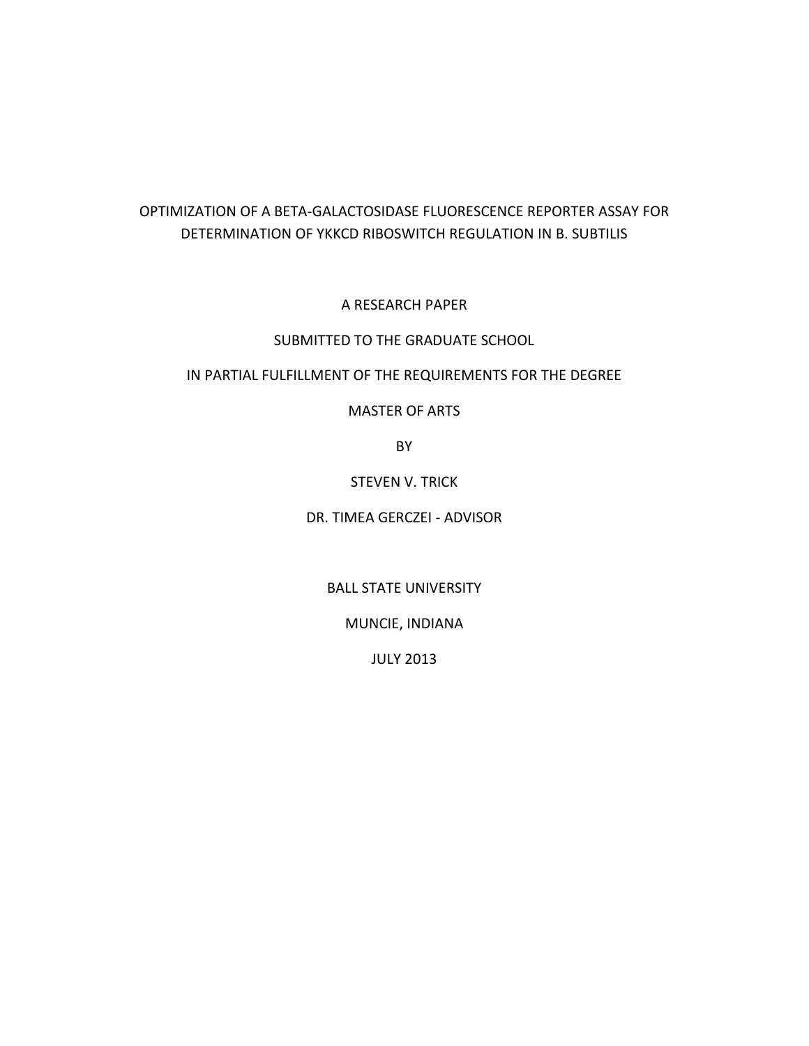# OPTIMIZATION OF A BETA-GALACTOSIDASE FLUORESCENCE REPORTER ASSAY FOR DETERMINATION OF YKKCD RIBOSWITCH REGULATION IN B. SUBTILIS

A RESEARCH PAPER

SUBMITTED TO THE GRADUATE SCHOOL

IN PARTIAL FULFILLMENT OF THE REQUIREMENTS FOR THE DEGREE

MASTER OF ARTS

BY

STEVEN V. TRICK

DR. TIMEA GERCZEI - ADVISOR

BALL STATE UNIVERSITY

MUNCIE, INDIANA

JULY 2013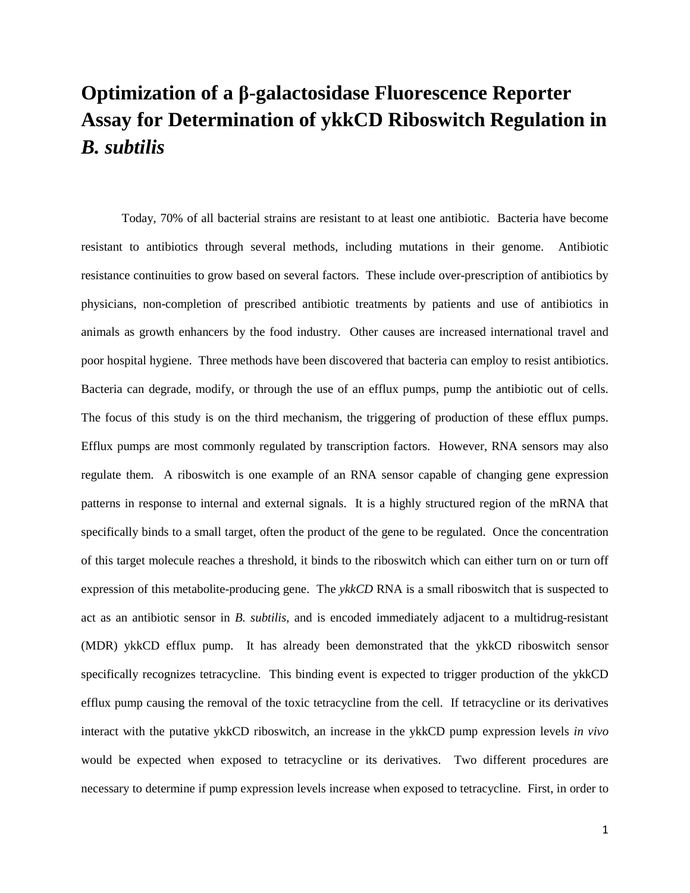# Optimization of a β-galactosidase Fluorescence Reporter Assay for Determination of ykkCD Riboswitch Regulation in *B. subtilis*

Today, 70% of all bacterial strains are resistant to at least one antibiotic. Bacteria have become resistant to antibiotics through several methods, including mutations in their genome. Antibiotic resistance continuities to grow based on several factors. These include over-prescription of antibiotics by physicians, non-completion of prescribed antibiotic treatments by patients and use of antibiotics in animals as growth enhancers by the food industry. Other causes are increased international travel and poor hospital hygiene. Three methods have been discovered that bacteria can employ to resist antibiotics. Bacteria can degrade, modify, or through the use of an efflux pumps, pump the antibiotic out of cells. The focus of this study is on the third mechanism, the triggering of production of these efflux pumps. Efflux pumps are most commonly regulated by transcription factors. However, RNA sensors may also regulate them. A riboswitch is one example of an RNA sensor capable of changing gene expression patterns in response to internal and external signals. It is a highly structured region of the mRNA that specifically binds to a small target, often the product of the gene to be regulated. Once the concentration of this target molecule reaches a threshold, it binds to the riboswitch which can either turn on or turn off expression of this metabolite-producing gene. The *ykkCD* RNA is a small riboswitch that is suspected to act as an antibiotic sensor in *B. subtilis,* and is encoded immediately adjacent to a multidrug-resistant (MDR) ykkCD efflux pump. It has already been demonstrated that the ykkCD riboswitch sensor specifically recognizes tetracycline. This binding event is expected to trigger production of the ykkCD efflux pump causing the removal of the toxic tetracycline from the cell. If tetracycline or its derivatives interact with the putative ykkCD riboswitch, an increase in the ykkCD pump expression levels *in vivo* would be expected when exposed to tetracycline or its derivatives. Two different procedures are necessary to determine if pump expression levels increase when exposed to tetracycline. First, in order to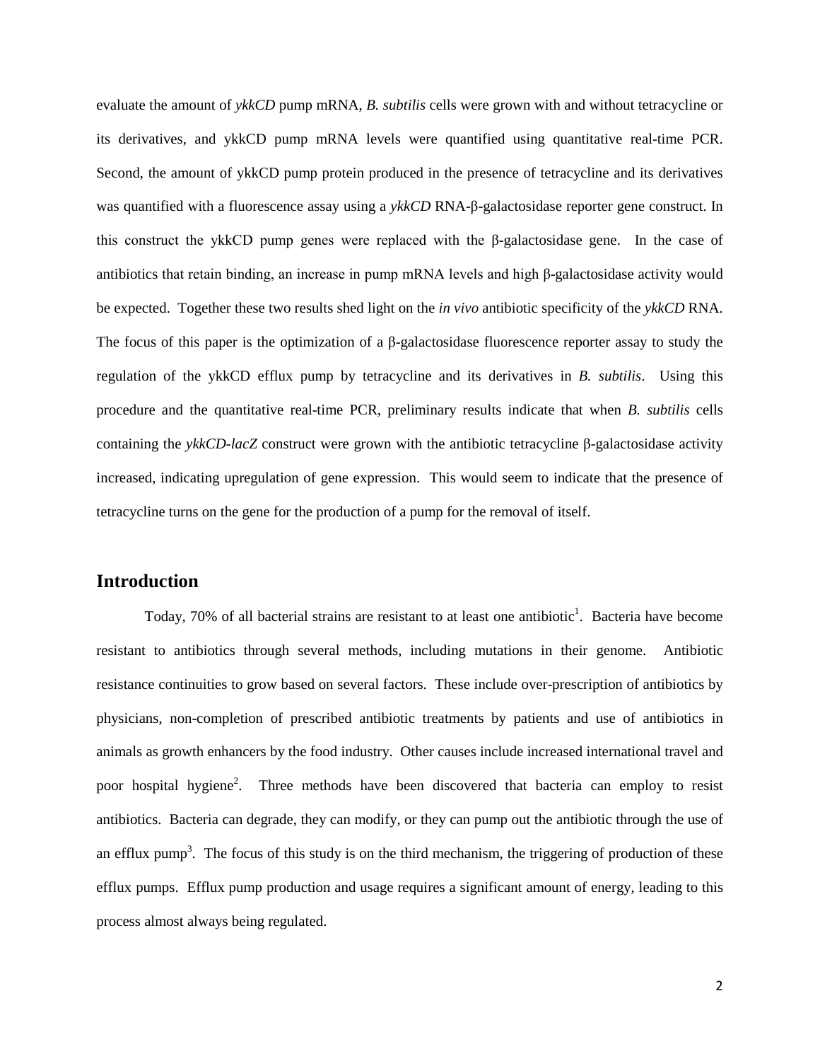evaluate the amount of *ykkCD* pump mRNA, *B. subtilis* cells were grown with and without tetracycline or its derivatives, and ykkCD pump mRNA levels were quantified using quantitative real-time PCR. Second, the amount of ykkCD pump protein produced in the presence of tetracycline and its derivatives was quantified with a fluorescence assay using a *ykkCD* RNA-β-galactosidase reporter gene construct. In this construct the ykkCD pump genes were replaced with the β-galactosidase gene. In the case of antibiotics that retain binding, an increase in pump mRNA levels and high β-galactosidase activity would be expected. Together these two results shed light on the *in vivo* antibiotic specificity of the *ykkCD* RNA. The focus of this paper is the optimization of a β-galactosidase fluorescence reporter assay to study the regulation of the ykkCD efflux pump by tetracycline and its derivatives in *B. subtilis*. Using this procedure and the quantitative real-time PCR, preliminary results indicate that when *B. subtilis* cells containing the *ykkCD-lacZ* construct were grown with the antibiotic tetracycline β-galactosidase activity increased, indicating upregulation of gene expression. This would seem to indicate that the presence of tetracycline turns on the gene for the production of a pump for the removal of itself.

## Introduction

Today, 70% of all bacterial strains are resistant to at least one antibiotic[1]. Bacteria have become resistant to antibiotics through several methods, including mutations in their genome. Antibiotic resistance continuities to grow based on several factors. These include over-prescription of antibiotics by physicians, non-completion of prescribed antibiotic treatments by patients and use of antibiotics in animals as growth enhancers by the food industry. Other causes include increased international travel and poor hospital hygiene[2]. Three methods have been discovered that bacteria can employ to resist antibiotics. Bacteria can degrade, they can modify, or they can pump out the antibiotic through the use of an efflux pump[3]. The focus of this study is on the third mechanism, the triggering of production of these efflux pumps. Efflux pump production and usage requires a significant amount of energy, leading to this process almost always being regulated.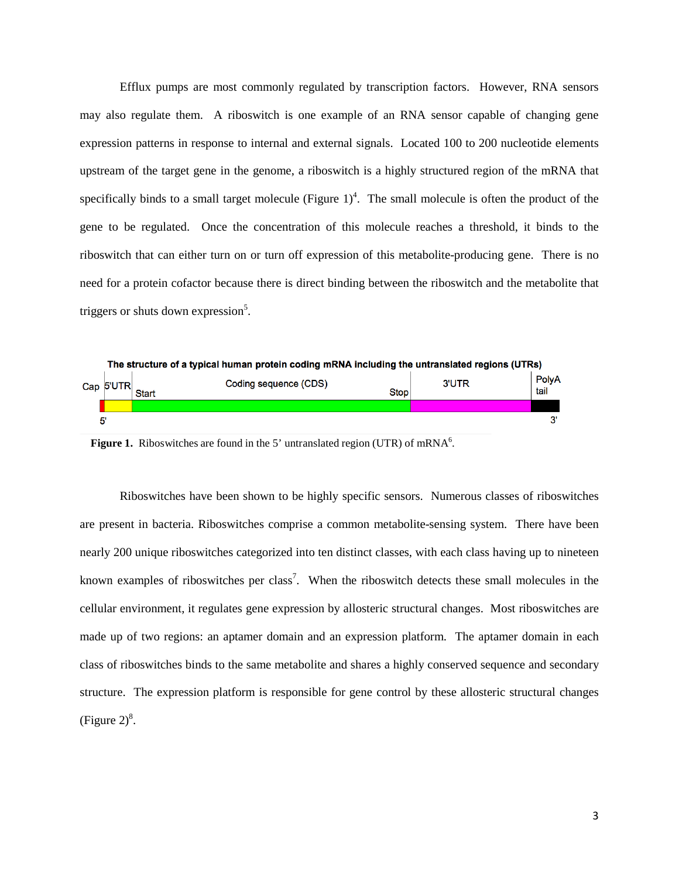Efflux pumps are most commonly regulated by transcription factors. However, RNA sensors may also regulate them. A riboswitch is one example of an RNA sensor capable of changing gene expression patterns in response to internal and external signals. Located 100 to 200 nucleotide elements upstream of the target gene in the genome, a riboswitch is a highly structured region of the mRNA that specifically binds to a small target molecule (Figure 1)[4]. The small molecule is often the product of the gene to be regulated. Once the concentration of this molecule reaches a threshold, it binds to the riboswitch that can either turn on or turn off expression of this metabolite-producing gene. There is no need for a protein cofactor because there is direct binding between the riboswitch and the metabolite that triggers or shuts down expression[5].

The structure of a typical human protein coding mRNA including the untranslated regions (UTRs)

Cap | 5'UTR | Start | Coding sequence (CDS) | Stop | 3'UTR | PolyA tail

5' ... 3'

**Figure 1.** Riboswitches are found in the 5' untranslated region (UTR) of mRNA[6].

Riboswitches have been shown to be highly specific sensors. Numerous classes of riboswitches are present in bacteria. Riboswitches comprise a common metabolite-sensing system. There have been nearly 200 unique riboswitches categorized into ten distinct classes, with each class having up to nineteen known examples of riboswitches per class[7]. When the riboswitch detects these small molecules in the cellular environment, it regulates gene expression by allosteric structural changes. Most riboswitches are made up of two regions: an aptamer domain and an expression platform. The aptamer domain in each class of riboswitches binds to the same metabolite and shares a highly conserved sequence and secondary structure. The expression platform is responsible for gene control by these allosteric structural changes (Figure 2)[8].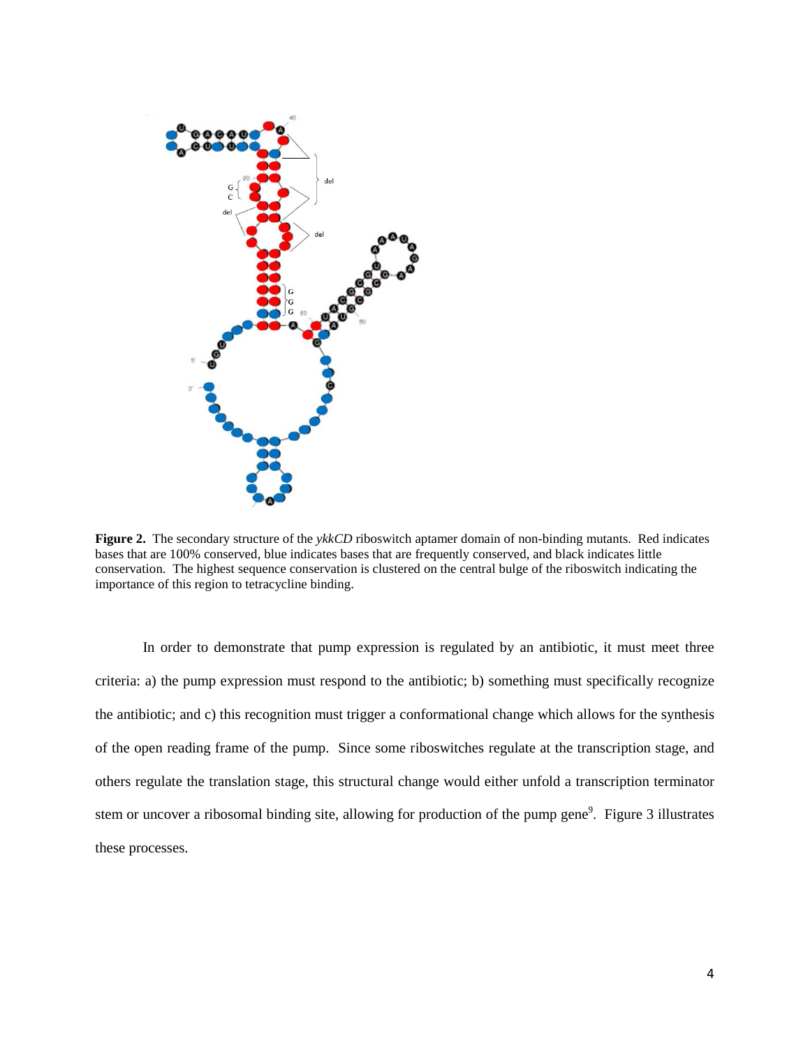**Figure 2.** The secondary structure of the *ykkCD* riboswitch aptamer domain of non-binding mutants. Red indicates bases that are 100% conserved, blue indicates bases that are frequently conserved, and black indicates little conservation. The highest sequence conservation is clustered on the central bulge of the riboswitch indicating the importance of this region to tetracycline binding.

In order to demonstrate that pump expression is regulated by an antibiotic, it must meet three criteria: a) the pump expression must respond to the antibiotic; b) something must specifically recognize the antibiotic; and c) this recognition must trigger a conformational change which allows for the synthesis of the open reading frame of the pump. Since some riboswitches regulate at the transcription stage, and others regulate the translation stage, this structural change would either unfold a transcription terminator stem or uncover a ribosomal binding site, allowing for production of the pump gene[9]. Figure 3 illustrates these processes.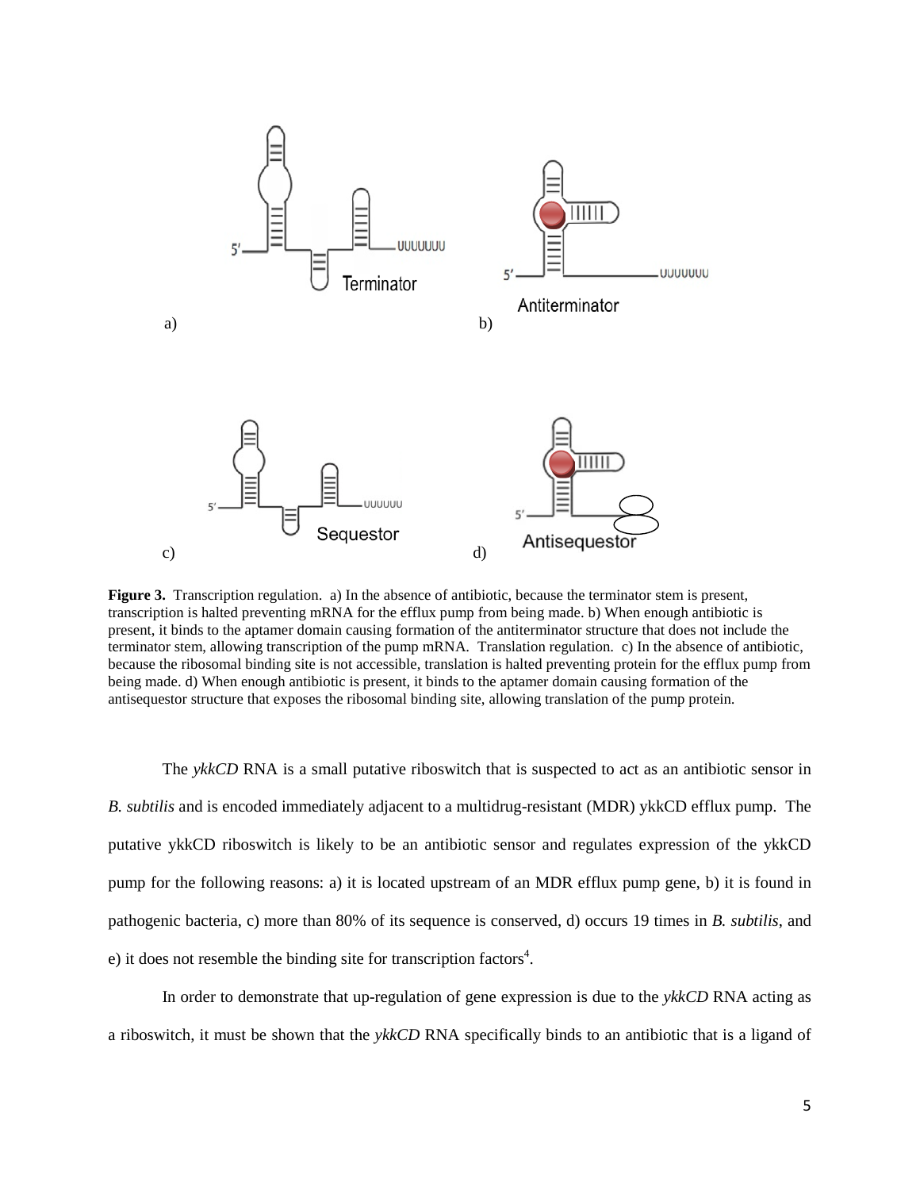**Figure 3.** Transcription regulation. a) In the absence of antibiotic, because the terminator stem is present, transcription is halted preventing mRNA for the efflux pump from being made. b) When enough antibiotic is present, it binds to the aptamer domain causing formation of the antiterminator structure that does not include the terminator stem, allowing transcription of the pump mRNA. Translation regulation. c) In the absence of antibiotic, because the ribosomal binding site is not accessible, translation is halted preventing protein for the efflux pump from being made. d) When enough antibiotic is present, it binds to the aptamer domain causing formation of the antisequestor structure that exposes the ribosomal binding site, allowing translation of the pump protein.

The *ykkCD* RNA is a small putative riboswitch that is suspected to act as an antibiotic sensor in *B. subtilis* and is encoded immediately adjacent to a multidrug-resistant (MDR) ykkCD efflux pump. The putative ykkCD riboswitch is likely to be an antibiotic sensor and regulates expression of the ykkCD pump for the following reasons: a) it is located upstream of an MDR efflux pump gene, b) it is found in pathogenic bacteria, c) more than 80% of its sequence is conserved, d) occurs 19 times in *B. subtilis*, and e) it does not resemble the binding site for transcription factors[4].

In order to demonstrate that up-regulation of gene expression is due to the *ykkCD* RNA acting as a riboswitch, it must be shown that the *ykkCD* RNA specifically binds to an antibiotic that is a ligand of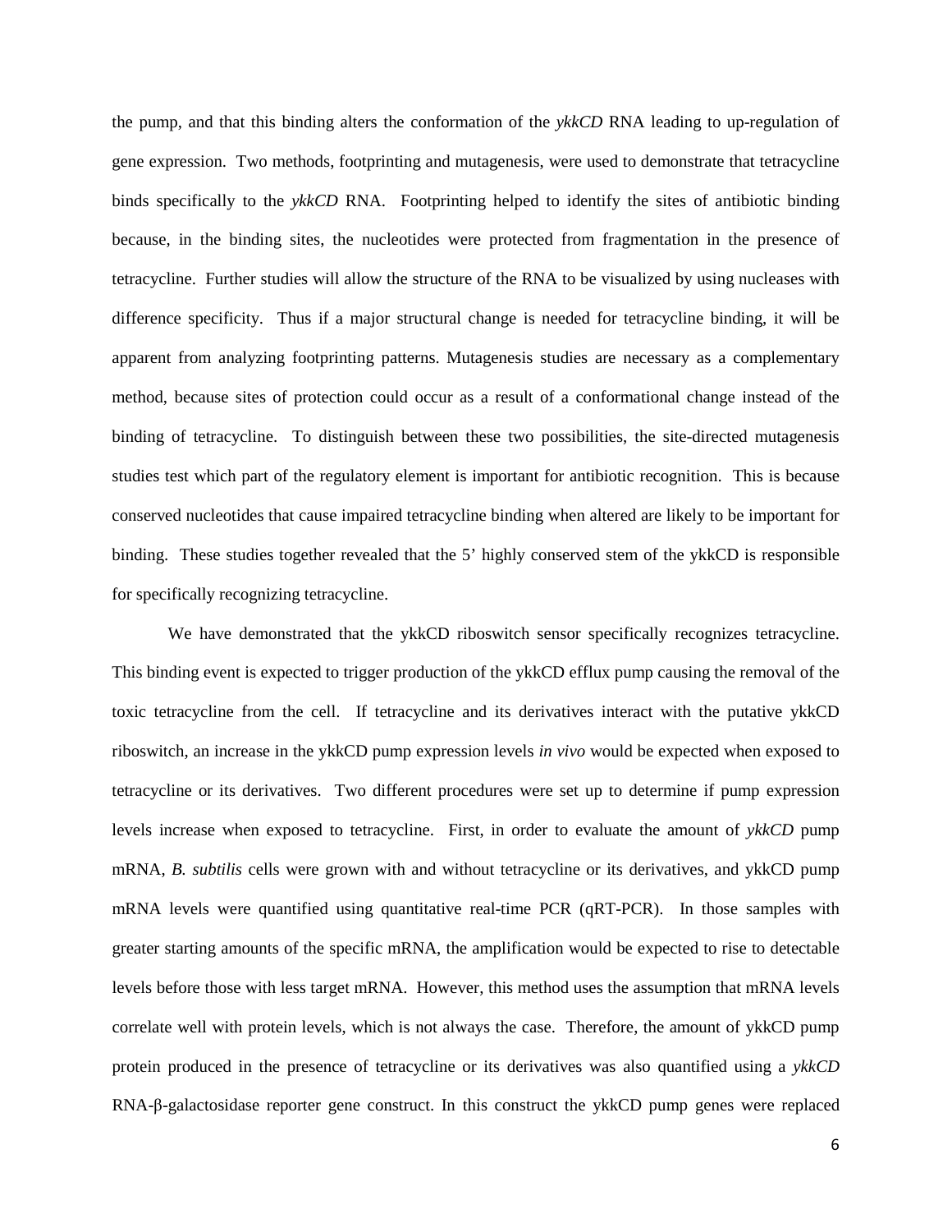the pump, and that this binding alters the conformation of the *ykkCD* RNA leading to up-regulation of gene expression. Two methods, footprinting and mutagenesis, were used to demonstrate that tetracycline binds specifically to the *ykkCD* RNA. Footprinting helped to identify the sites of antibiotic binding because, in the binding sites, the nucleotides were protected from fragmentation in the presence of tetracycline. Further studies will allow the structure of the RNA to be visualized by using nucleases with difference specificity. Thus if a major structural change is needed for tetracycline binding, it will be apparent from analyzing footprinting patterns. Mutagenesis studies are necessary as a complementary method, because sites of protection could occur as a result of a conformational change instead of the binding of tetracycline. To distinguish between these two possibilities, the site-directed mutagenesis studies test which part of the regulatory element is important for antibiotic recognition. This is because conserved nucleotides that cause impaired tetracycline binding when altered are likely to be important for binding. These studies together revealed that the 5' highly conserved stem of the ykkCD is responsible for specifically recognizing tetracycline.

We have demonstrated that the ykkCD riboswitch sensor specifically recognizes tetracycline. This binding event is expected to trigger production of the ykkCD efflux pump causing the removal of the toxic tetracycline from the cell. If tetracycline and its derivatives interact with the putative ykkCD riboswitch, an increase in the ykkCD pump expression levels *in vivo* would be expected when exposed to tetracycline or its derivatives. Two different procedures were set up to determine if pump expression levels increase when exposed to tetracycline. First, in order to evaluate the amount of *ykkCD* pump mRNA, *B. subtilis* cells were grown with and without tetracycline or its derivatives, and ykkCD pump mRNA levels were quantified using quantitative real-time PCR (qRT-PCR). In those samples with greater starting amounts of the specific mRNA, the amplification would be expected to rise to detectable levels before those with less target mRNA. However, this method uses the assumption that mRNA levels correlate well with protein levels, which is not always the case. Therefore, the amount of ykkCD pump protein produced in the presence of tetracycline or its derivatives was also quantified using a *ykkCD* RNA-β-galactosidase reporter gene construct. In this construct the ykkCD pump genes were replaced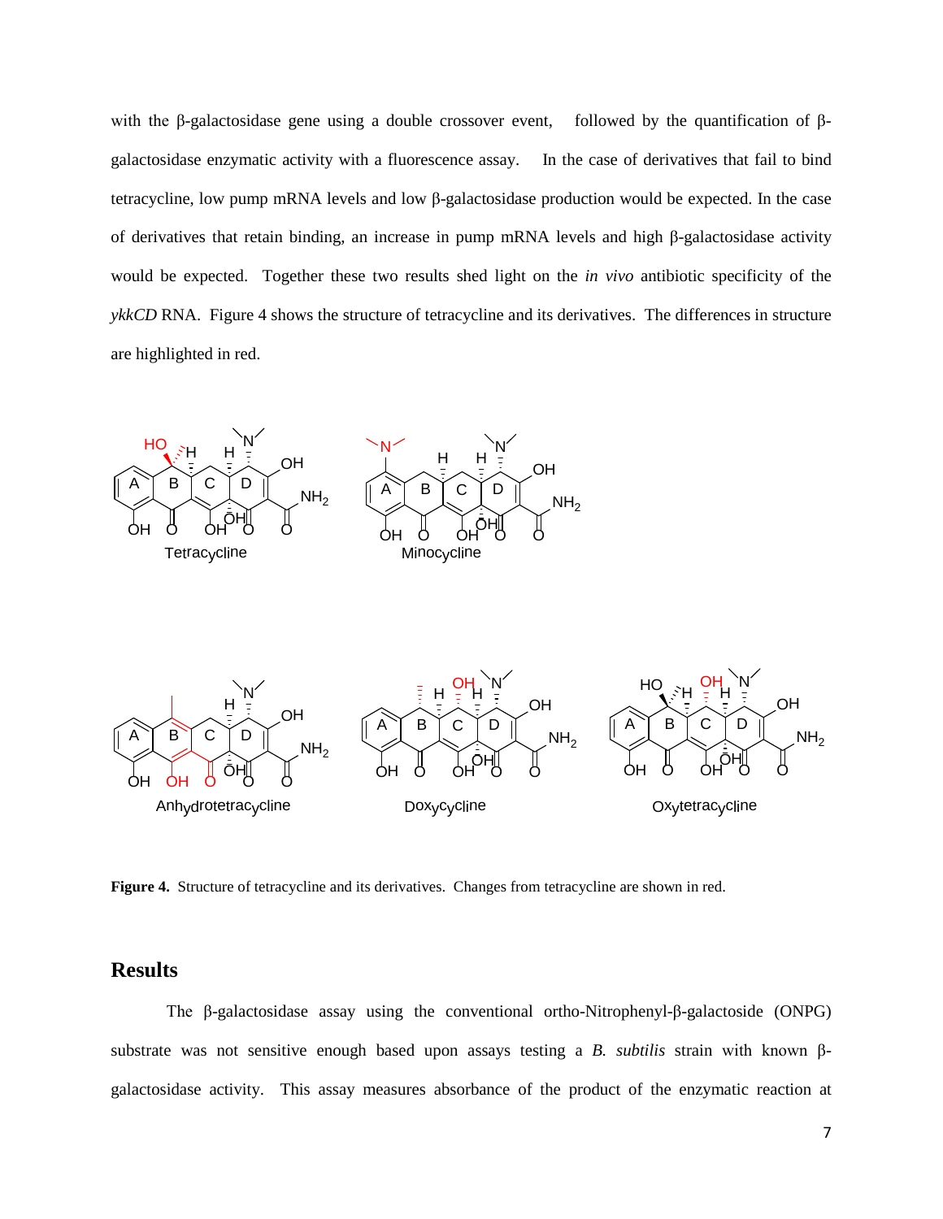with the β-galactosidase gene using a double crossover event, followed by the quantification of β-galactosidase enzymatic activity with a fluorescence assay. In the case of derivatives that fail to bind tetracycline, low pump mRNA levels and low β-galactosidase production would be expected. In the case of derivatives that retain binding, an increase in pump mRNA levels and high β-galactosidase activity would be expected. Together these two results shed light on the *in vivo* antibiotic specificity of the *ykkCD* RNA. Figure 4 shows the structure of tetracycline and its derivatives. The differences in structure are highlighted in red.

**Figure 4.** Structure of tetracycline and its derivatives. Changes from tetracycline are shown in red.

## Results

The β-galactosidase assay using the conventional ortho-Nitrophenyl-β-galactoside (ONPG) substrate was not sensitive enough based upon assays testing a *B. subtilis* strain with known β-galactosidase activity. This assay measures absorbance of the product of the enzymatic reaction at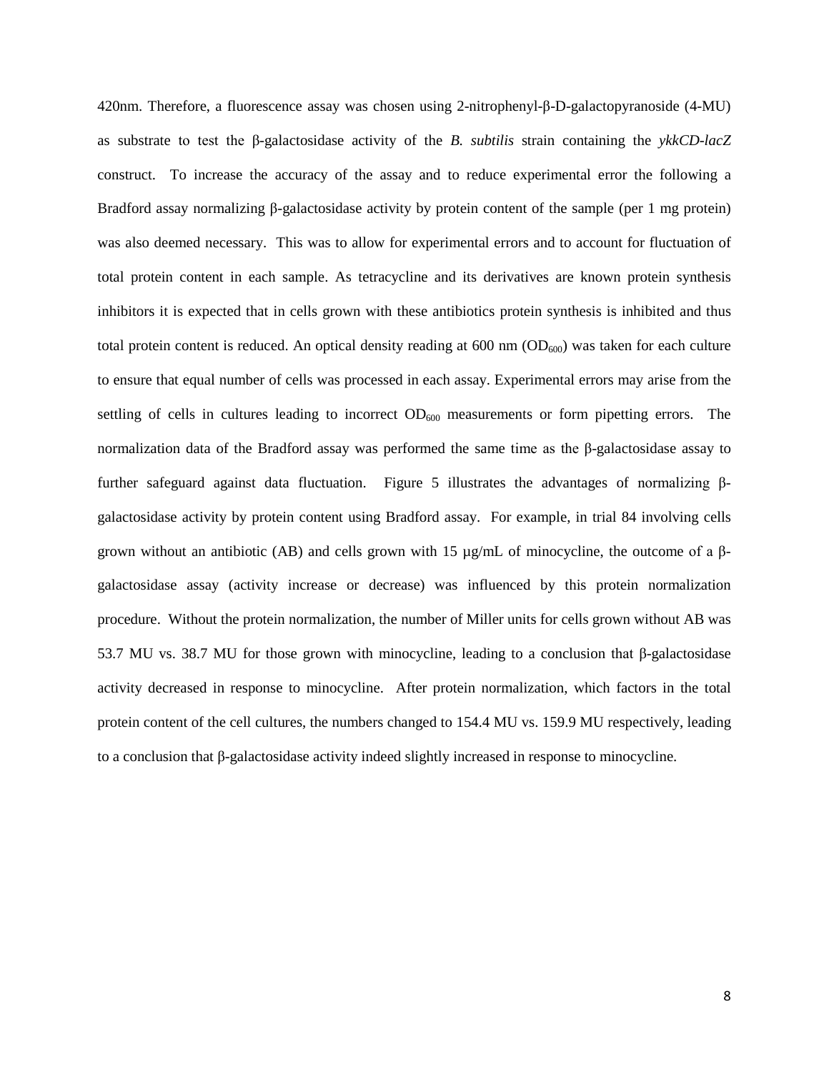420nm. Therefore, a fluorescence assay was chosen using 2-nitrophenyl-β-D-galactopyranoside (4-MU) as substrate to test the β-galactosidase activity of the *B. subtilis* strain containing the *ykkCD-lacZ* construct. To increase the accuracy of the assay and to reduce experimental error the following a Bradford assay normalizing β-galactosidase activity by protein content of the sample (per 1 mg protein) was also deemed necessary. This was to allow for experimental errors and to account for fluctuation of total protein content in each sample. As tetracycline and its derivatives are known protein synthesis inhibitors it is expected that in cells grown with these antibiotics protein synthesis is inhibited and thus total protein content is reduced. An optical density reading at 600 nm ($OD_{600}$) was taken for each culture to ensure that equal number of cells was processed in each assay. Experimental errors may arise from the settling of cells in cultures leading to incorrect $OD_{600}$ measurements or form pipetting errors. The normalization data of the Bradford assay was performed the same time as the β-galactosidase assay to further safeguard against data fluctuation. Figure 5 illustrates the advantages of normalizing β-galactosidase activity by protein content using Bradford assay. For example, in trial 84 involving cells grown without an antibiotic (AB) and cells grown with 15 µg/mL of minocycline, the outcome of a β-galactosidase assay (activity increase or decrease) was influenced by this protein normalization procedure. Without the protein normalization, the number of Miller units for cells grown without AB was 53.7 MU vs. 38.7 MU for those grown with minocycline, leading to a conclusion that β-galactosidase activity decreased in response to minocycline. After protein normalization, which factors in the total protein content of the cell cultures, the numbers changed to 154.4 MU vs. 159.9 MU respectively, leading to a conclusion that β-galactosidase activity indeed slightly increased in response to minocycline.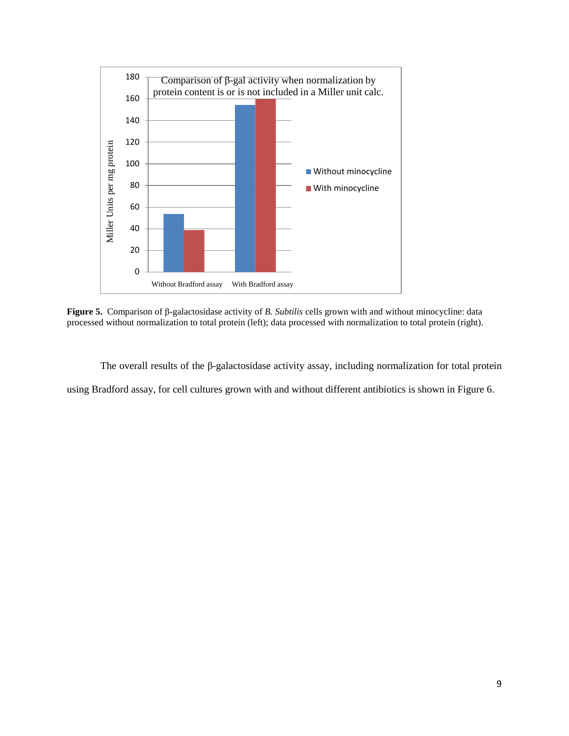**Figure 5.** Comparison of β-galactosidase activity of *B. Subtilis* cells grown with and without minocycline: data processed without normalization to total protein (left); data processed with normalization to total protein (right).

The overall results of the β-galactosidase activity assay, including normalization for total protein using Bradford assay, for cell cultures grown with and without different antibiotics is shown in Figure 6.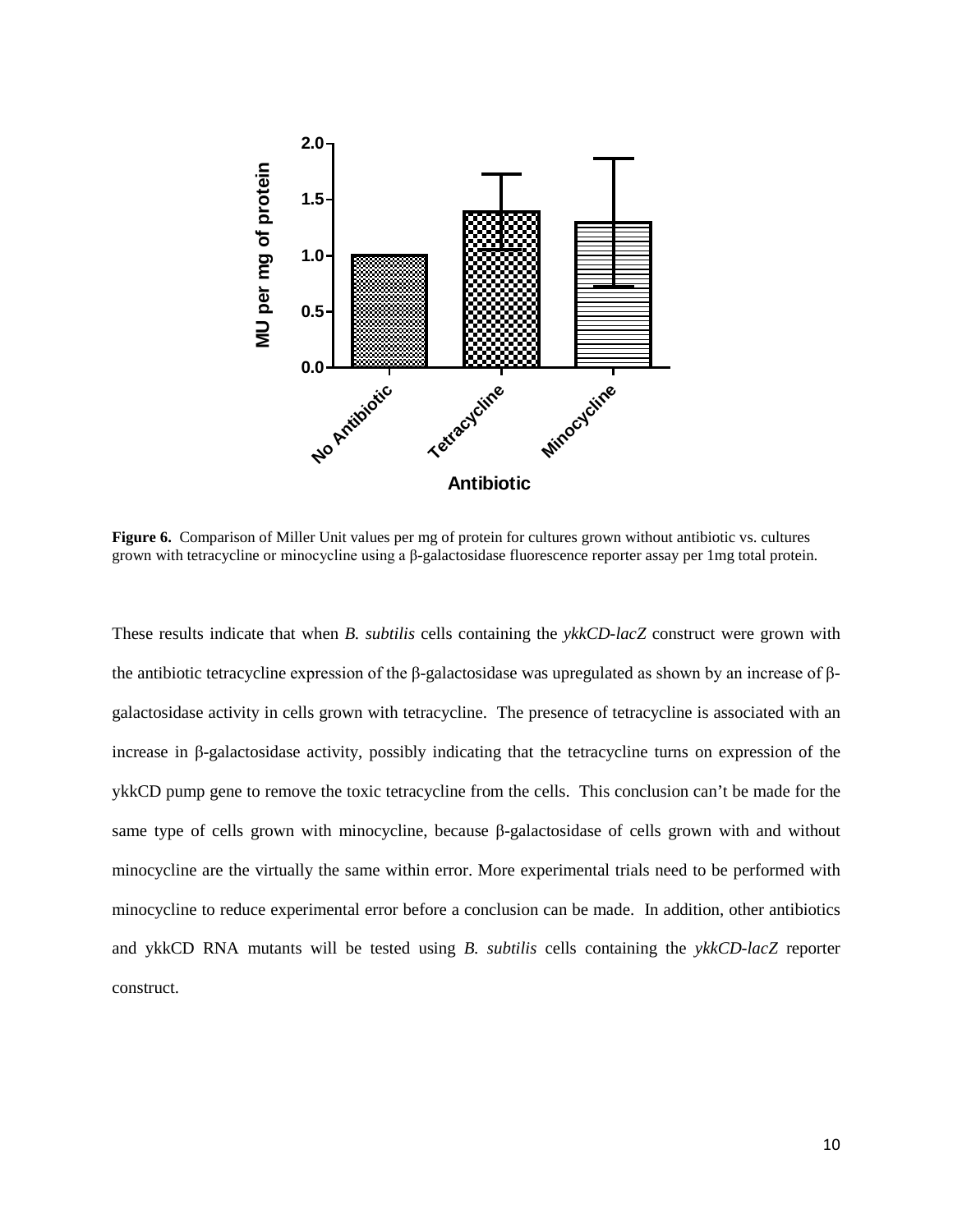**Figure 6.** Comparison of Miller Unit values per mg of protein for cultures grown without antibiotic vs. cultures grown with tetracycline or minocycline using a β-galactosidase fluorescence reporter assay per 1mg total protein.

These results indicate that when *B. subtilis* cells containing the *ykkCD-lacZ* construct were grown with the antibiotic tetracycline expression of the β-galactosidase was upregulated as shown by an increase of β-galactosidase activity in cells grown with tetracycline. The presence of tetracycline is associated with an increase in β-galactosidase activity, possibly indicating that the tetracycline turns on expression of the ykkCD pump gene to remove the toxic tetracycline from the cells. This conclusion can't be made for the same type of cells grown with minocycline, because β-galactosidase of cells grown with and without minocycline are the virtually the same within error. More experimental trials need to be performed with minocycline to reduce experimental error before a conclusion can be made. In addition, other antibiotics and ykkCD RNA mutants will be tested using *B. subtilis* cells containing the *ykkCD-lacZ* reporter construct.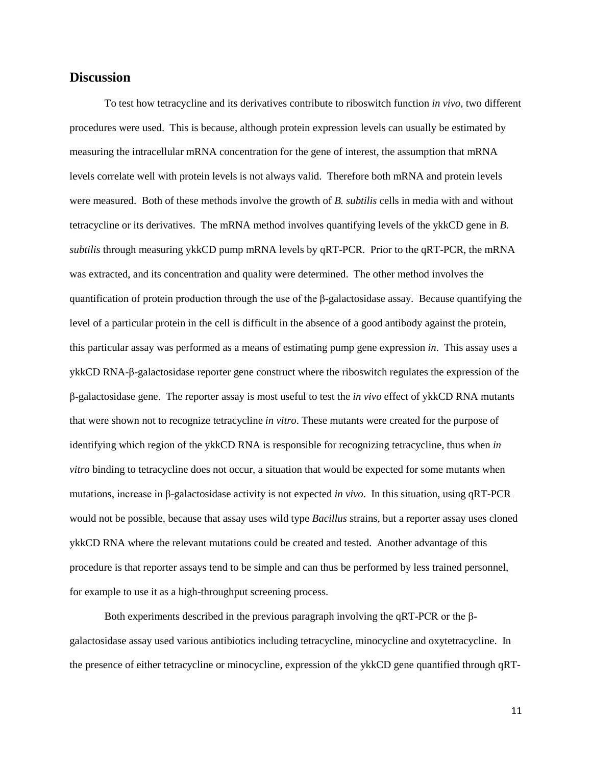## Discussion

To test how tetracycline and its derivatives contribute to riboswitch function *in vivo,* two different procedures were used. This is because, although protein expression levels can usually be estimated by measuring the intracellular mRNA concentration for the gene of interest, the assumption that mRNA levels correlate well with protein levels is not always valid. Therefore both mRNA and protein levels were measured. Both of these methods involve the growth of *B. subtilis* cells in media with and without tetracycline or its derivatives. The mRNA method involves quantifying levels of the ykkCD gene in *B. subtilis* through measuring ykkCD pump mRNA levels by qRT-PCR. Prior to the qRT-PCR, the mRNA was extracted, and its concentration and quality were determined. The other method involves the quantification of protein production through the use of the β-galactosidase assay. Because quantifying the level of a particular protein in the cell is difficult in the absence of a good antibody against the protein, this particular assay was performed as a means of estimating pump gene expression *in*. This assay uses a ykkCD RNA-β-galactosidase reporter gene construct where the riboswitch regulates the expression of the β-galactosidase gene. The reporter assay is most useful to test the *in vivo* effect of ykkCD RNA mutants that were shown not to recognize tetracycline *in vitro*. These mutants were created for the purpose of identifying which region of the ykkCD RNA is responsible for recognizing tetracycline, thus when *in vitro* binding to tetracycline does not occur, a situation that would be expected for some mutants when mutations, increase in β-galactosidase activity is not expected *in vivo*. In this situation, using qRT-PCR would not be possible, because that assay uses wild type *Bacillus* strains, but a reporter assay uses cloned ykkCD RNA where the relevant mutations could be created and tested. Another advantage of this procedure is that reporter assays tend to be simple and can thus be performed by less trained personnel, for example to use it as a high-throughput screening process.

Both experiments described in the previous paragraph involving the qRT-PCR or the β-galactosidase assay used various antibiotics including tetracycline, minocycline and oxytetracycline. In the presence of either tetracycline or minocycline, expression of the ykkCD gene quantified through qRT-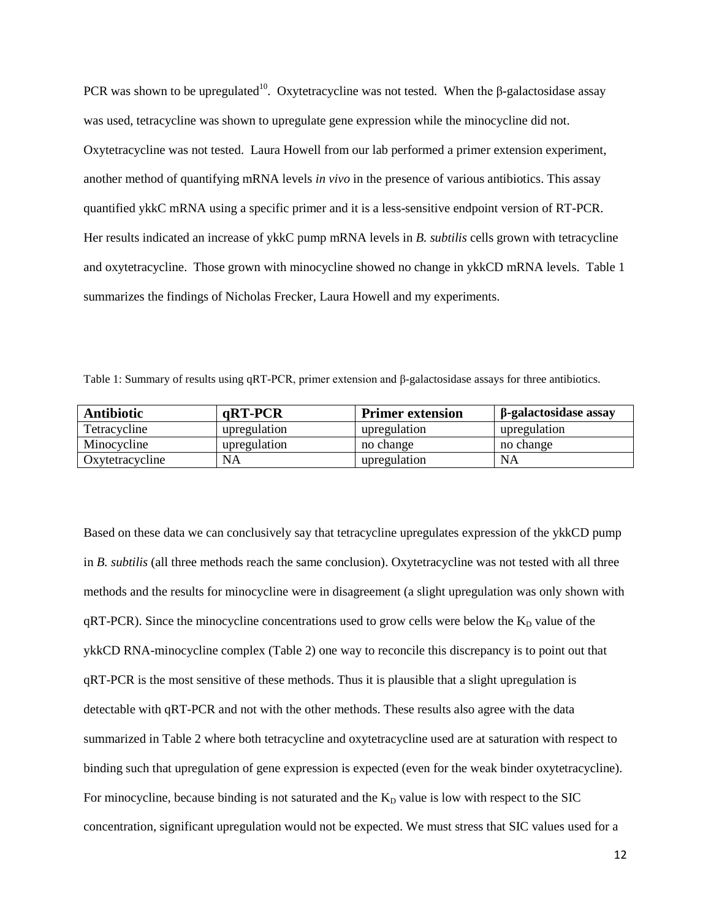PCR was shown to be upregulated[10]. Oxytetracycline was not tested. When the β-galactosidase assay was used, tetracycline was shown to upregulate gene expression while the minocycline did not. Oxytetracycline was not tested. Laura Howell from our lab performed a primer extension experiment, another method of quantifying mRNA levels *in vivo* in the presence of various antibiotics. This assay quantified ykkC mRNA using a specific primer and it is a less-sensitive endpoint version of RT-PCR. Her results indicated an increase of ykkC pump mRNA levels in *B. subtilis* cells grown with tetracycline and oxytetracycline. Those grown with minocycline showed no change in ykkCD mRNA levels. Table 1 summarizes the findings of Nicholas Frecker, Laura Howell and my experiments.

Table 1: Summary of results using qRT-PCR, primer extension and β-galactosidase assays for three antibiotics.

| **Antibiotic** | **qRT-PCR** | **Primer extension** | **β-galactosidase assay** |
|---|---|---|---|
| Tetracycline | upregulation | upregulation | upregulation |
| Minocycline | upregulation | no change | no change |
| Oxytetracycline | NA | upregulation | NA |

Based on these data we can conclusively say that tetracycline upregulates expression of the ykkCD pump in *B. subtilis* (all three methods reach the same conclusion). Oxytetracycline was not tested with all three methods and the results for minocycline were in disagreement (a slight upregulation was only shown with qRT-PCR). Since the minocycline concentrations used to grow cells were below the $K_D$ value of the ykkCD RNA-minocycline complex (Table 2) one way to reconcile this discrepancy is to point out that qRT-PCR is the most sensitive of these methods. Thus it is plausible that a slight upregulation is detectable with qRT-PCR and not with the other methods. These results also agree with the data summarized in Table 2 where both tetracycline and oxytetracycline used are at saturation with respect to binding such that upregulation of gene expression is expected (even for the weak binder oxytetracycline). For minocycline, because binding is not saturated and the $K_D$ value is low with respect to the SIC concentration, significant upregulation would not be expected. We must stress that SIC values used for a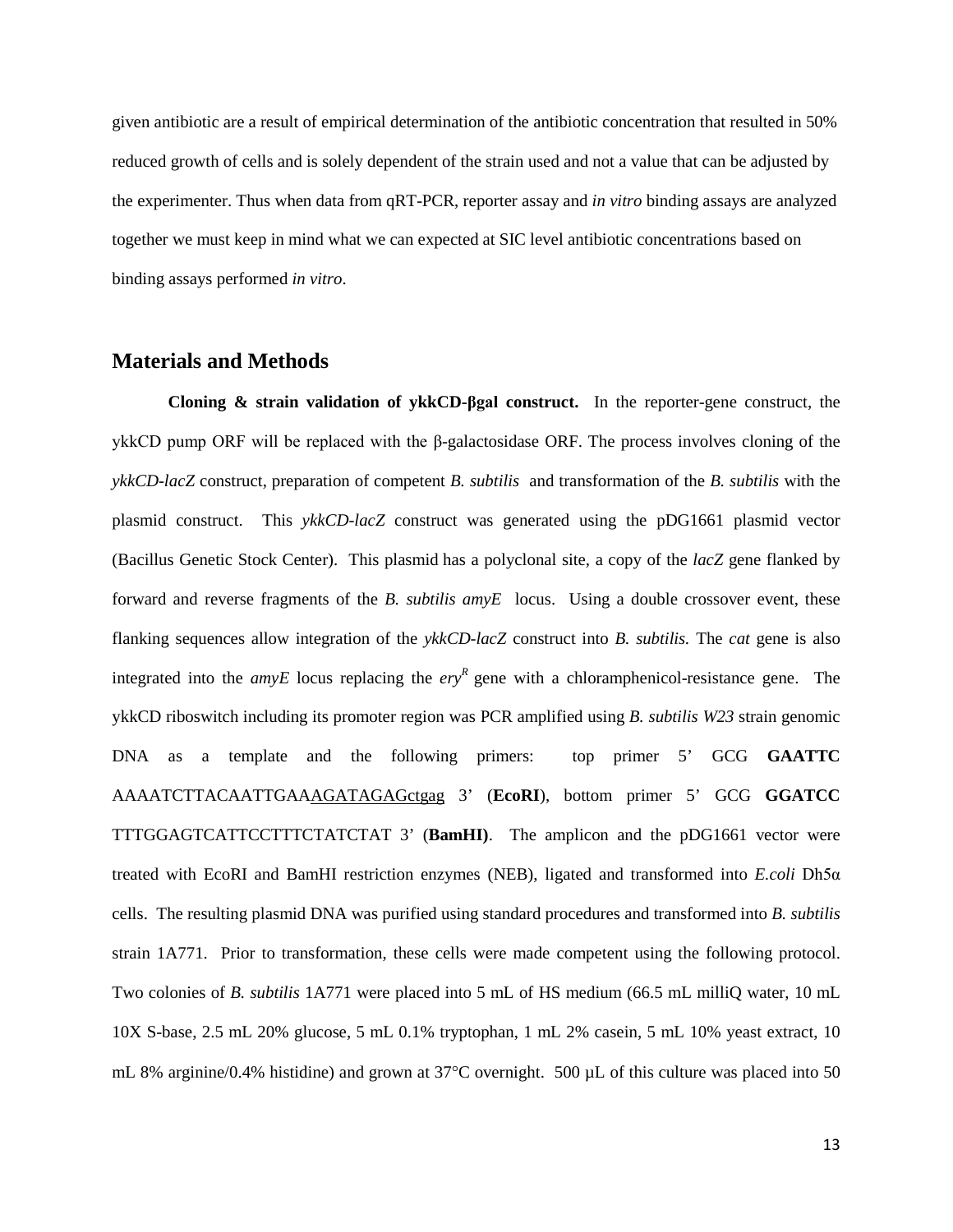given antibiotic are a result of empirical determination of the antibiotic concentration that resulted in 50% reduced growth of cells and is solely dependent of the strain used and not a value that can be adjusted by the experimenter. Thus when data from qRT-PCR, reporter assay and *in vitro* binding assays are analyzed together we must keep in mind what we can expected at SIC level antibiotic concentrations based on binding assays performed *in vitro*.

## Materials and Methods

**Cloning & strain validation of ykkCD-βgal construct.** In the reporter-gene construct, the ykkCD pump ORF will be replaced with the β-galactosidase ORF. The process involves cloning of the *ykkCD-lacZ* construct, preparation of competent *B. subtilis* and transformation of the *B. subtilis* with the plasmid construct. This *ykkCD-lacZ* construct was generated using the pDG1661 plasmid vector (Bacillus Genetic Stock Center). This plasmid has a polyclonal site, a copy of the *lacZ* gene flanked by forward and reverse fragments of the *B. subtilis amyE* locus. Using a double crossover event, these flanking sequences allow integration of the *ykkCD-lacZ* construct into *B. subtilis*. The *cat* gene is also integrated into the *amyE* locus replacing the *ery*$^R$ gene with a chloramphenicol-resistance gene. The ykkCD riboswitch including its promoter region was PCR amplified using *B. subtilis W23* strain genomic DNA as a template and the following primers: top primer 5' GCG **GAATTC** AAAATCTTACAATTGAA<u>AGATAGAG</u>ctgag 3' (**EcoRI**), bottom primer 5' GCG **GGATCC** TTTGGAGTCATTCCTTTCTATCTAT 3' (**BamHI**). The amplicon and the pDG1661 vector were treated with EcoRI and BamHI restriction enzymes (NEB), ligated and transformed into *E.coli* Dh5α cells. The resulting plasmid DNA was purified using standard procedures and transformed into *B. subtilis* strain 1A771. Prior to transformation, these cells were made competent using the following protocol. Two colonies of *B. subtilis* 1A771 were placed into 5 mL of HS medium (66.5 mL milliQ water, 10 mL 10X S-base, 2.5 mL 20% glucose, 5 mL 0.1% tryptophan, 1 mL 2% casein, 5 mL 10% yeast extract, 10 mL 8% arginine/0.4% histidine) and grown at 37°C overnight. 500 µL of this culture was placed into 50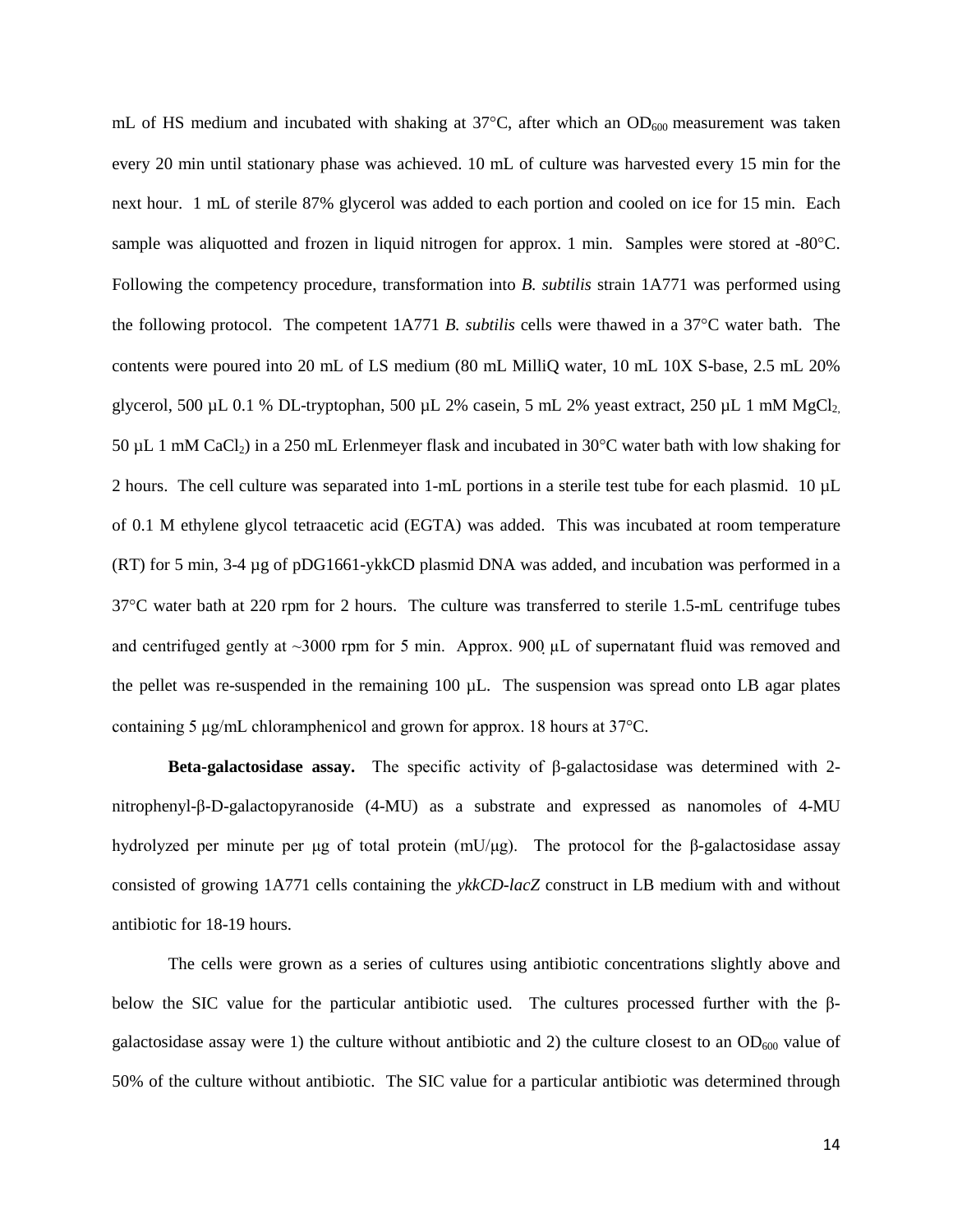mL of HS medium and incubated with shaking at 37°C, after which an $OD_{600}$ measurement was taken every 20 min until stationary phase was achieved. 10 mL of culture was harvested every 15 min for the next hour. 1 mL of sterile 87% glycerol was added to each portion and cooled on ice for 15 min. Each sample was aliquotted and frozen in liquid nitrogen for approx. 1 min. Samples were stored at -80°C. Following the competency procedure, transformation into *B. subtilis* strain 1A771 was performed using the following protocol. The competent 1A771 *B. subtilis* cells were thawed in a 37°C water bath. The contents were poured into 20 mL of LS medium (80 mL MilliQ water, 10 mL 10X S-base, 2.5 mL 20% glycerol, 500 µL 0.1 % DL-tryptophan, 500 µL 2% casein, 5 mL 2% yeast extract, 250 µL 1 mM $MgCl_2$, 50 µL 1 mM $CaCl_2$) in a 250 mL Erlenmeyer flask and incubated in 30°C water bath with low shaking for 2 hours. The cell culture was separated into 1-mL portions in a sterile test tube for each plasmid. 10 µL of 0.1 M ethylene glycol tetraacetic acid (EGTA) was added. This was incubated at room temperature (RT) for 5 min, 3-4 µg of pDG1661-ykkCD plasmid DNA was added, and incubation was performed in a 37°C water bath at 220 rpm for 2 hours. The culture was transferred to sterile 1.5-mL centrifuge tubes and centrifuged gently at ~3000 rpm for 5 min. Approx. 900 µL of supernatant fluid was removed and the pellet was re-suspended in the remaining 100 µL. The suspension was spread onto LB agar plates containing 5 µg/mL chloramphenicol and grown for approx. 18 hours at 37°C.

**Beta-galactosidase assay.** The specific activity of β-galactosidase was determined with 2-nitrophenyl-β-D-galactopyranoside (4-MU) as a substrate and expressed as nanomoles of 4-MU hydrolyzed per minute per µg of total protein (mU/µg). The protocol for the β-galactosidase assay consisted of growing 1A771 cells containing the *ykkCD-lacZ* construct in LB medium with and without antibiotic for 18-19 hours.

The cells were grown as a series of cultures using antibiotic concentrations slightly above and below the SIC value for the particular antibiotic used. The cultures processed further with the β-galactosidase assay were 1) the culture without antibiotic and 2) the culture closest to an $OD_{600}$ value of 50% of the culture without antibiotic. The SIC value for a particular antibiotic was determined through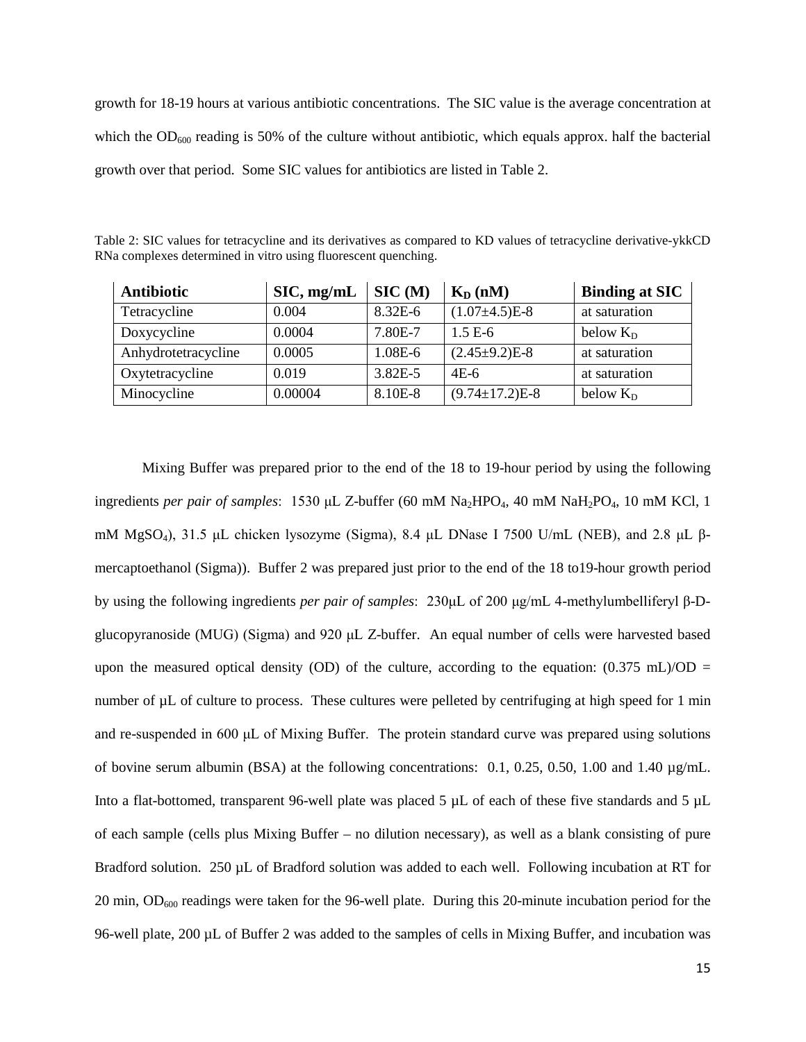growth for 18-19 hours at various antibiotic concentrations. The SIC value is the average concentration at which the $OD_{600}$ reading is 50% of the culture without antibiotic, which equals approx. half the bacterial growth over that period. Some SIC values for antibiotics are listed in Table 2.

Table 2: SIC values for tetracycline and its derivatives as compared to KD values of tetracycline derivative-ykkCD RNa complexes determined in vitro using fluorescent quenching.

| **Antibiotic** | **SIC, mg/mL** | **SIC (M)** | **$K_D$ (nM)** | **Binding at SIC** |
|---|---|---|---|---|
| Tetracycline | 0.004 | 8.32E-6 | (1.07±4.5)E-8 | at saturation |
| Doxycycline | 0.0004 | 7.80E-7 | 1.5 E-6 | below $K_D$ |
| Anhydrotetracycline | 0.0005 | 1.08E-6 | (2.45±9.2)E-8 | at saturation |
| Oxytetracycline | 0.019 | 3.82E-5 | 4E-6 | at saturation |
| Minocycline | 0.00004 | 8.10E-8 | (9.74±17.2)E-8 | below $K_D$ |

Mixing Buffer was prepared prior to the end of the 18 to 19-hour period by using the following ingredients *per pair of samples*: 1530 μL Z-buffer (60 mM $Na_2HPO_4$, 40 mM $NaH_2PO_4$, 10 mM KCl, 1 mM $MgSO_4$), 31.5 μL chicken lysozyme (Sigma), 8.4 μL DNase I 7500 U/mL (NEB), and 2.8 μL β-mercaptoethanol (Sigma)). Buffer 2 was prepared just prior to the end of the 18 to19-hour growth period by using the following ingredients *per pair of samples*: 230μL of 200 μg/mL 4-methylumbelliferyl β-D-glucopyranoside (MUG) (Sigma) and 920 μL Z-buffer. An equal number of cells were harvested based upon the measured optical density (OD) of the culture, according to the equation: (0.375 mL)/OD = number of µL of culture to process. These cultures were pelleted by centrifuging at high speed for 1 min and re-suspended in 600 μL of Mixing Buffer. The protein standard curve was prepared using solutions of bovine serum albumin (BSA) at the following concentrations: 0.1, 0.25, 0.50, 1.00 and 1.40 µg/mL. Into a flat-bottomed, transparent 96-well plate was placed 5 µL of each of these five standards and 5 µL of each sample (cells plus Mixing Buffer – no dilution necessary), as well as a blank consisting of pure Bradford solution. 250 µL of Bradford solution was added to each well. Following incubation at RT for 20 min, $OD_{600}$ readings were taken for the 96-well plate. During this 20-minute incubation period for the 96-well plate, 200 µL of Buffer 2 was added to the samples of cells in Mixing Buffer, and incubation was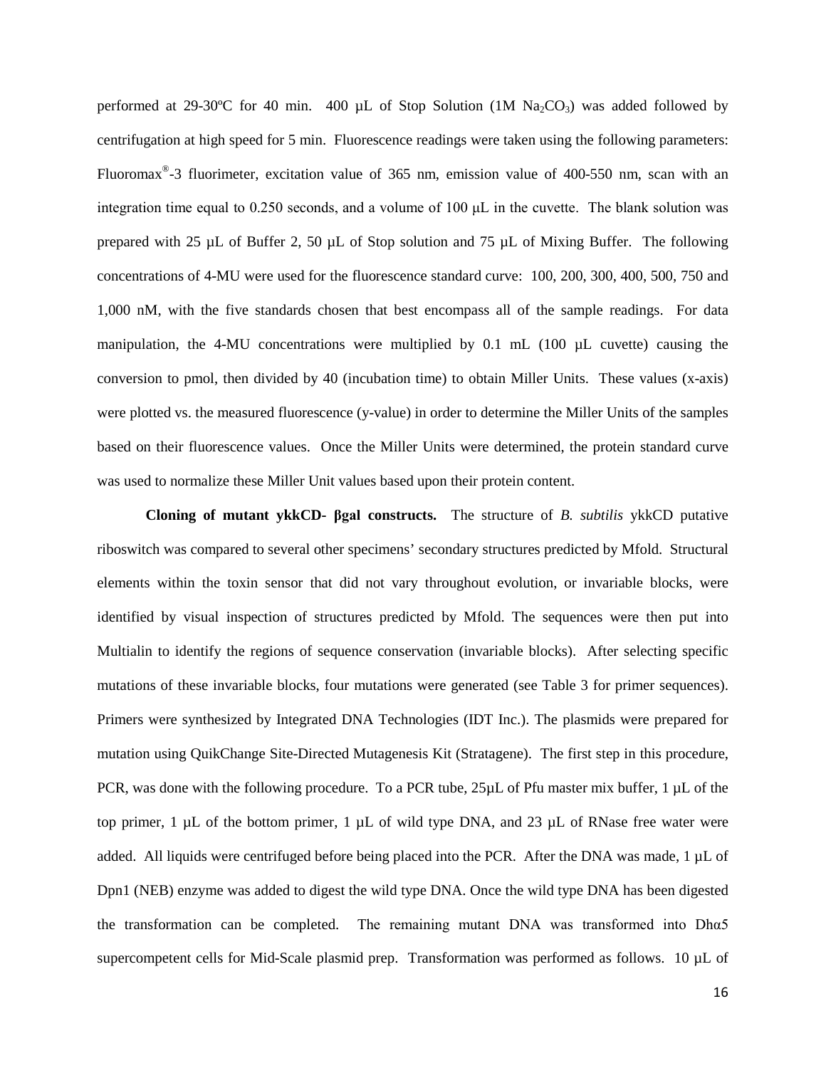performed at 29-30ºC for 40 min. 400 µL of Stop Solution (1M $Na_2CO_3$) was added followed by centrifugation at high speed for 5 min. Fluorescence readings were taken using the following parameters: Fluoromax®-3 fluorimeter, excitation value of 365 nm, emission value of 400-550 nm, scan with an integration time equal to 0.250 seconds, and a volume of 100 µL in the cuvette. The blank solution was prepared with 25 µL of Buffer 2, 50 µL of Stop solution and 75 µL of Mixing Buffer. The following concentrations of 4-MU were used for the fluorescence standard curve: 100, 200, 300, 400, 500, 750 and 1,000 nM, with the five standards chosen that best encompass all of the sample readings. For data manipulation, the 4-MU concentrations were multiplied by 0.1 mL (100 µL cuvette) causing the conversion to pmol, then divided by 40 (incubation time) to obtain Miller Units. These values (x-axis) were plotted vs. the measured fluorescence (y-value) in order to determine the Miller Units of the samples based on their fluorescence values. Once the Miller Units were determined, the protein standard curve was used to normalize these Miller Unit values based upon their protein content.

**Cloning of mutant ykkCD- βgal constructs.** The structure of *B. subtilis* ykkCD putative riboswitch was compared to several other specimens' secondary structures predicted by Mfold. Structural elements within the toxin sensor that did not vary throughout evolution, or invariable blocks, were identified by visual inspection of structures predicted by Mfold. The sequences were then put into Multialin to identify the regions of sequence conservation (invariable blocks). After selecting specific mutations of these invariable blocks, four mutations were generated (see Table 3 for primer sequences). Primers were synthesized by Integrated DNA Technologies (IDT Inc.). The plasmids were prepared for mutation using QuikChange Site-Directed Mutagenesis Kit (Stratagene). The first step in this procedure, PCR, was done with the following procedure. To a PCR tube, 25µL of Pfu master mix buffer, 1 µL of the top primer, 1 µL of the bottom primer, 1 µL of wild type DNA, and 23 µL of RNase free water were added. All liquids were centrifuged before being placed into the PCR. After the DNA was made, 1 µL of Dpn1 (NEB) enzyme was added to digest the wild type DNA. Once the wild type DNA has been digested the transformation can be completed. The remaining mutant DNA was transformed into Dhα5 supercompetent cells for Mid-Scale plasmid prep. Transformation was performed as follows. 10 µL of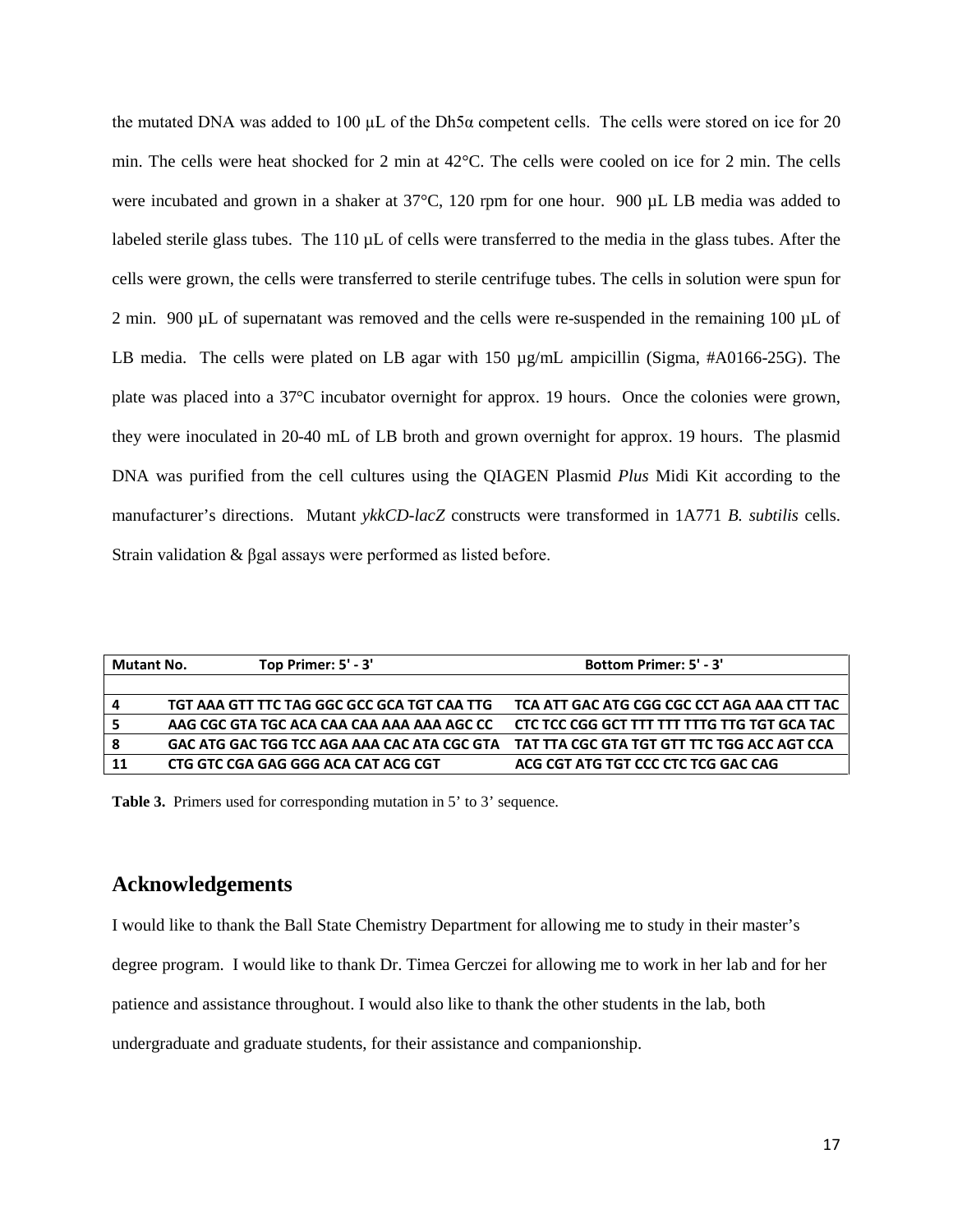the mutated DNA was added to 100 µL of the Dh5α competent cells. The cells were stored on ice for 20 min. The cells were heat shocked for 2 min at 42°C. The cells were cooled on ice for 2 min. The cells were incubated and grown in a shaker at 37°C, 120 rpm for one hour. 900 µL LB media was added to labeled sterile glass tubes. The 110 µL of cells were transferred to the media in the glass tubes. After the cells were grown, the cells were transferred to sterile centrifuge tubes. The cells in solution were spun for 2 min. 900 µL of supernatant was removed and the cells were re-suspended in the remaining 100 µL of LB media. The cells were plated on LB agar with 150 µg/mL ampicillin (Sigma, #A0166-25G). The plate was placed into a 37°C incubator overnight for approx. 19 hours. Once the colonies were grown, they were inoculated in 20-40 mL of LB broth and grown overnight for approx. 19 hours. The plasmid DNA was purified from the cell cultures using the QIAGEN Plasmid *Plus* Midi Kit according to the manufacturer's directions. Mutant *ykkCD-lacZ* constructs were transformed in 1A771 *B. subtilis* cells. Strain validation & βgal assays were performed as listed before.

| Mutant No. | Top Primer: 5' - 3' | Bottom Primer: 5' - 3' |
|---|---|---|
| | | |
| 4 | TGT AAA GTT TTC TAG GGC GCC GCA TGT CAA TTG | TCA ATT GAC ATG CGG CGC CCT AGA AAA CTT TAC |
| 5 | AAG CGC GTA TGC ACA CAA CAA AAA AAA AGC CC | CTC TCC CGG GCT TTT TTT TTTG TTG TGT GCA TAC |
| 8 | GAC ATG GAC TGG TCC AGA AAA CAC ATA CGC GTA | TAT TTA CGC GTA TGT GTT TTC TGG ACC AGT CCA |
| 11 | CTG GTC CGA GAG GGG ACA CAT ACG CGT | ACG CGT ATG TGT CCC CTC TCG GAC CAG |

**Table 3.** Primers used for corresponding mutation in 5' to 3' sequence.

## Acknowledgements

I would like to thank the Ball State Chemistry Department for allowing me to study in their master's degree program. I would like to thank Dr. Timea Gerczei for allowing me to work in her lab and for her patience and assistance throughout. I would also like to thank the other students in the lab, both undergraduate and graduate students, for their assistance and companionship.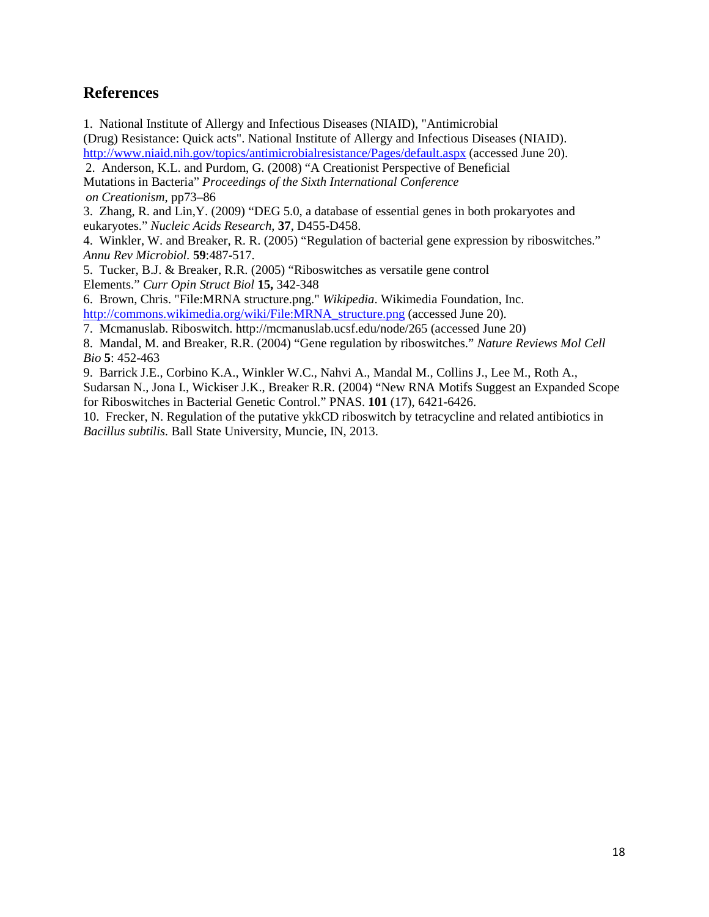## References

1. National Institute of Allergy and Infectious Diseases (NIAID), "Antimicrobial (Drug) Resistance: Quick acts". National Institute of Allergy and Infectious Diseases (NIAID). http://www.niaid.nih.gov/topics/antimicrobialresistance/Pages/default.aspx (accessed June 20).
2. Anderson, K.L. and Purdom, G. (2008) "A Creationist Perspective of Beneficial Mutations in Bacteria" *Proceedings of the Sixth International Conference on Creationism*, pp73–86
3. Zhang, R. and Lin,Y. (2009) "DEG 5.0, a database of essential genes in both prokaryotes and eukaryotes." *Nucleic Acids Research*, **37**, D455-D458.
4. Winkler, W. and Breaker, R. R. (2005) "Regulation of bacterial gene expression by riboswitches." *Annu Rev Microbiol.* **59**:487-517.
5. Tucker, B.J. & Breaker, R.R. (2005) "Riboswitches as versatile gene control Elements." *Curr Opin Struct Biol* **15,** 342-348
6. Brown, Chris. "File:MRNA structure.png." *Wikipedia*. Wikimedia Foundation, Inc. http://commons.wikimedia.org/wiki/File:MRNA_structure.png (accessed June 20).
7. Mcmanuslab. Riboswitch. http://mcmanuslab.ucsf.edu/node/265 (accessed June 20)
8. Mandal, M. and Breaker, R.R. (2004) "Gene regulation by riboswitches." *Nature Reviews Mol Cell Bio* **5**: 452-463
9. Barrick J.E., Corbino K.A., Winkler W.C., Nahvi A., Mandal M., Collins J., Lee M., Roth A., Sudarsan N., Jona I., Wickiser J.K., Breaker R.R. (2004) "New RNA Motifs Suggest an Expanded Scope for Riboswitches in Bacterial Genetic Control." PNAS. **101** (17), 6421-6426.
10. Frecker, N. Regulation of the putative ykkCD riboswitch by tetracycline and related antibiotics in *Bacillus subtilis.* Ball State University, Muncie, IN, 2013.